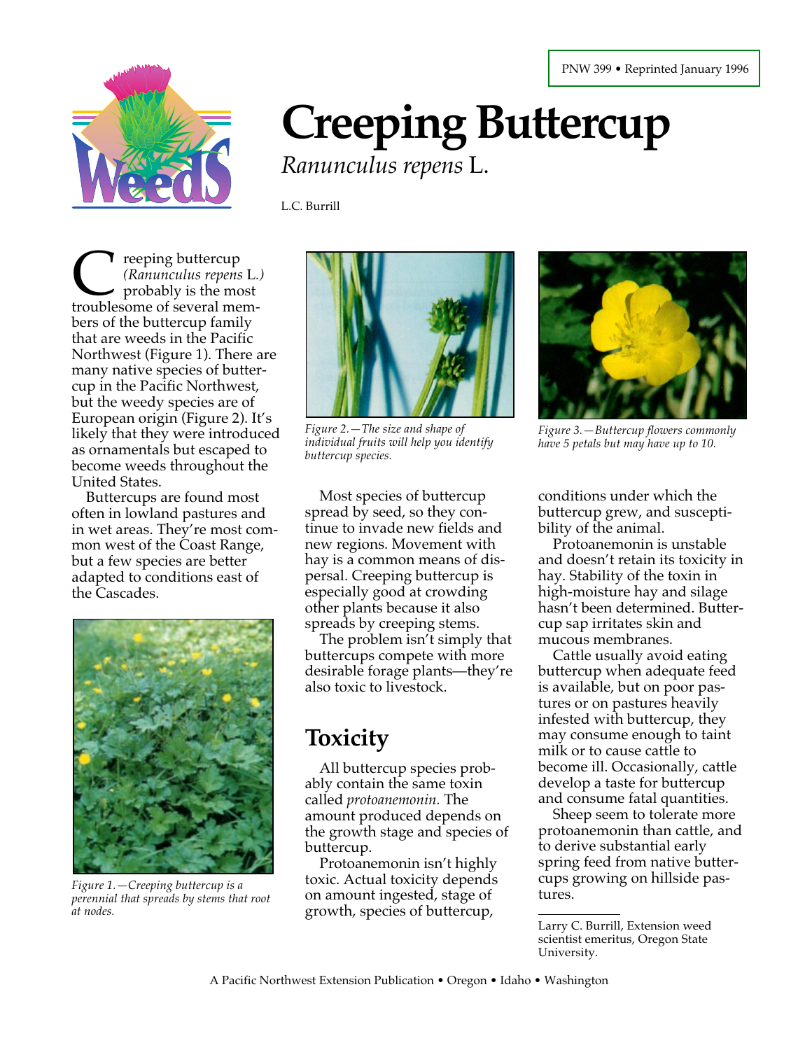PNW 399 • Reprinted January 1996

# Creeping Buttercup

*Ranunculus repens* L.

L.C. Burrill

Creeping buttercup *(Ranunculus repens* L.) probably is the most troublesome of several members of the buttercup family that are weeds in the Pacific Northwest (Figure 1). There are many native species of buttercup in the Pacific Northwest, but the weedy species are of European origin (Figure 2). It's likely that they were introduced as ornamentals but escaped to become weeds throughout the United States.

Buttercups are found most often in lowland pastures and in wet areas. They're most common west of the Coast Range, but a few species are better adapted to conditions east of the Cascades.

*Figure 1.—Creeping buttercup is a perennial that spreads by stems that root at nodes.*

*Figure 2.—The size and shape of individual fruits will help you identify buttercup species.*

*Figure 3.—Buttercup flowers commonly have 5 petals but may have up to 10.*

Most species of buttercup spread by seed, so they continue to invade new fields and new regions. Movement with hay is a common means of dispersal. Creeping buttercup is especially good at crowding other plants because it also spreads by creeping stems.

The problem isn't simply that buttercups compete with more desirable forage plants—they're also toxic to livestock.

## Toxicity

All buttercup species probably contain the same toxin called *protoanemonin*. The amount produced depends on the growth stage and species of buttercup.

Protoanemonin isn't highly toxic. Actual toxicity depends on amount ingested, stage of growth, species of buttercup, conditions under which the buttercup grew, and susceptibility of the animal.

Protoanemonin is unstable and doesn't retain its toxicity in hay. Stability of the toxin in high-moisture hay and silage hasn't been determined. Buttercup sap irritates skin and mucous membranes.

Cattle usually avoid eating buttercup when adequate feed is available, but on poor pastures or on pastures heavily infested with buttercup, they may consume enough to taint milk or to cause cattle to become ill. Occasionally, cattle develop a taste for buttercup and consume fatal quantities.

Sheep seem to tolerate more protoanemonin than cattle, and to derive substantial early spring feed from native buttercups growing on hillside pastures.

---

Larry C. Burrill, Extension weed scientist emeritus, Oregon State University.

A Pacific Northwest Extension Publication • Oregon • Idaho • Washington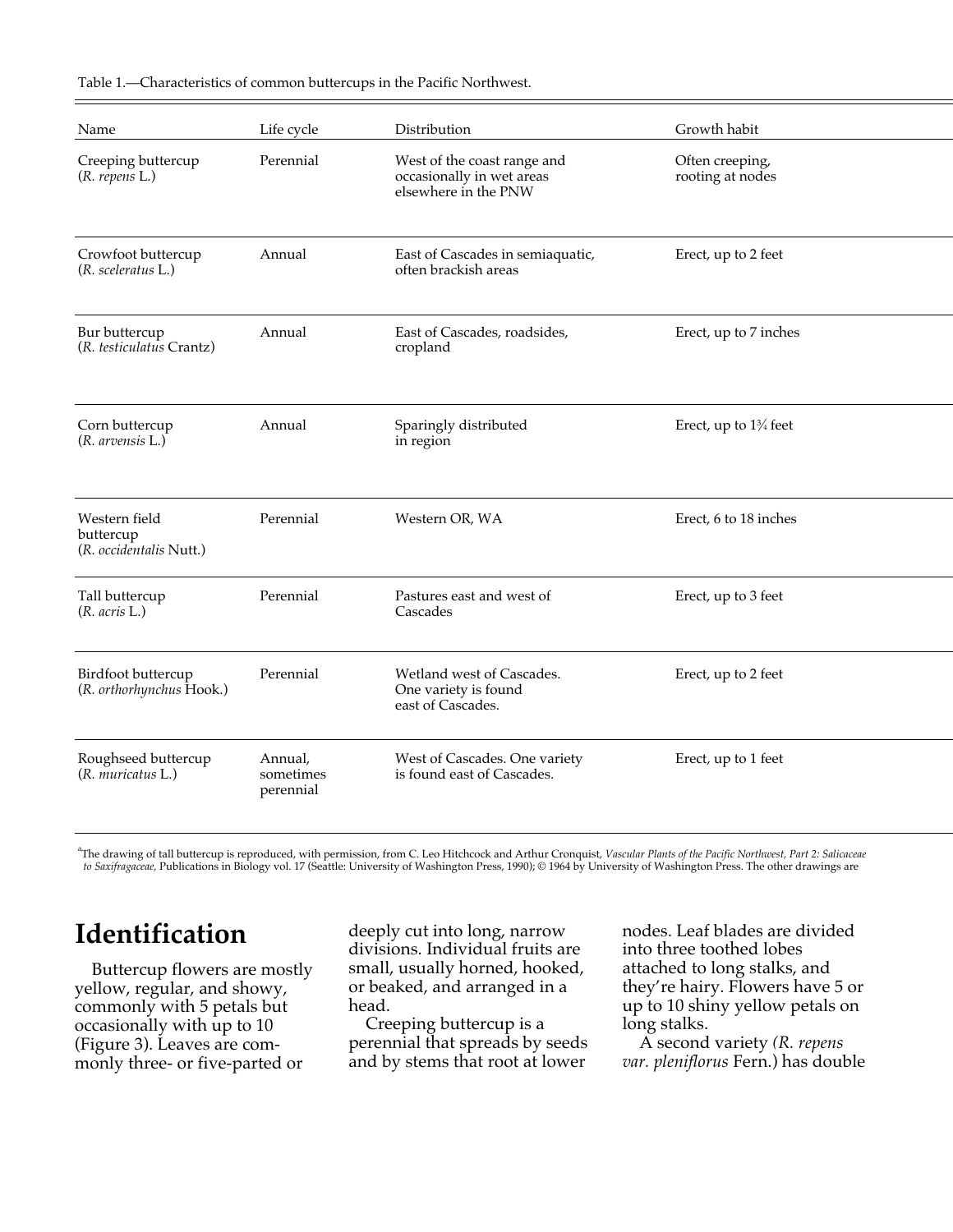Table 1.—Characteristics of common buttercups in the Pacific Northwest.

| Name | Life cycle | Distribution | Growth habit |
| --- | --- | --- | --- |
| Creeping buttercup (*R. repens* L.) | Perennial | West of the coast range and occasionally in wet areas elsewhere in the PNW | Often creeping, rooting at nodes |
| Crowfoot buttercup (*R. sceleratus* L.) | Annual | East of Cascades in semiaquatic, often brackish areas | Erect, up to 2 feet |
| Bur buttercup (*R. testiculatus* Crantz) | Annual | East of Cascades, roadsides, cropland | Erect, up to 7 inches |
| Corn buttercup (*R. arvensis* L.) | Annual | Sparingly distributed in region | Erect, up to 1¾ feet |
| Western field buttercup (*R. occidentalis* Nutt.) | Perennial | Western OR, WA | Erect, 6 to 18 inches |
| Tall buttercup (*R. acris* L.) | Perennial | Pastures east and west of Cascades | Erect, up to 3 feet |
| Birdfoot buttercup (*R. orthorhynchus* Hook.) | Perennial | Wetland west of Cascades. One variety is found east of Cascades. | Erect, up to 2 feet |
| Roughseed buttercup (*R. muricatus* L.) | Annual, sometimes perennial | West of Cascades. One variety is found east of Cascades. | Erect, up to 1 feet |

[a]The drawing of tall buttercup is reproduced, with permission, from C. Leo Hitchcock and Arthur Cronquist, *Vascular Plants of the Pacific Northwest, Part 2: Salicaceae to Saxifragaceae*, Publications in Biology vol. 17 (Seattle: University of Washington Press, 1990); © 1964 by University of Washington Press. The other drawings are

# Identification

Buttercup flowers are mostly yellow, regular, and showy, commonly with 5 petals but occasionally with up to 10 (Figure 3). Leaves are commonly three- or five-parted or deeply cut into long, narrow divisions. Individual fruits are small, usually horned, hooked, or beaked, and arranged in a head.

Creeping buttercup is a perennial that spreads by seeds and by stems that root at lower nodes. Leaf blades are divided into three toothed lobes attached to long stalks, and they're hairy. Flowers have 5 or up to 10 shiny yellow petals on long stalks.

A second variety *(R. repens var. pleniflorus* Fern.) has double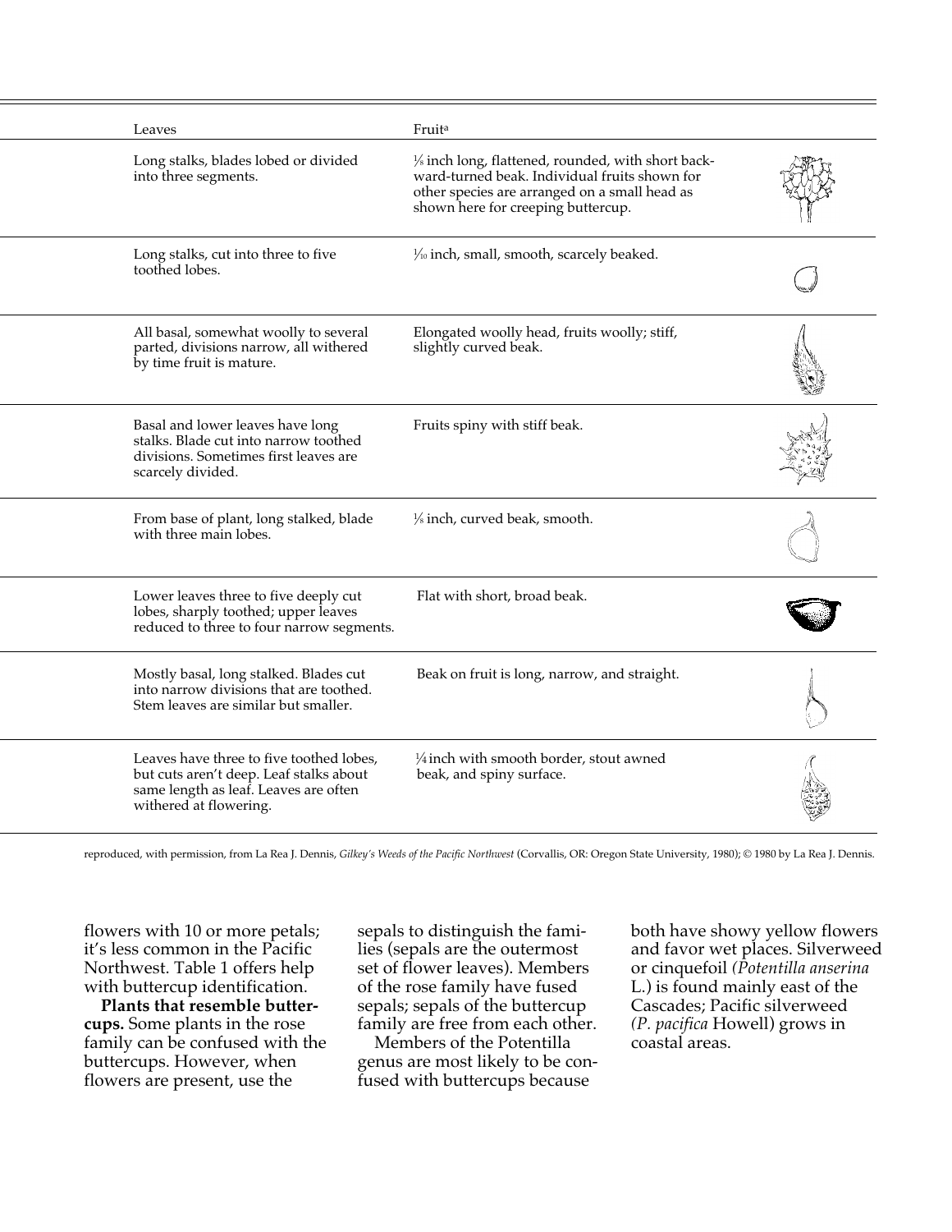| Leaves | Fruit[a] |
| --- | --- |
| Long stalks, blades lobed or divided into three segments. | ⅛ inch long, flattened, rounded, with short backward-turned beak. Individual fruits shown for other species are arranged on a small head as shown here for creeping buttercup. |
| Long stalks, cut into three to five toothed lobes. | 1⁄10 inch, small, smooth, scarcely beaked. |
| All basal, somewhat woolly to several parted, divisions narrow, all withered by time fruit is mature. | Elongated woolly head, fruits woolly; stiff, slightly curved beak. |
| Basal and lower leaves have long stalks. Blade cut into narrow toothed divisions. Sometimes first leaves are scarcely divided. | Fruits spiny with stiff beak. |
| From base of plant, long stalked, blade with three main lobes. | ⅛ inch, curved beak, smooth. |
| Lower leaves three to five deeply cut lobes, sharply toothed; upper leaves reduced to three to four narrow segments. | Flat with short, broad beak. |
| Mostly basal, long stalked. Blades cut into narrow divisions that are toothed. Stem leaves are similar but smaller. | Beak on fruit is long, narrow, and straight. |
| Leaves have three to five toothed lobes, but cuts aren't deep. Leaf stalks about same length as leaf. Leaves are often withered at flowering. | ¼ inch with smooth border, stout awned beak, and spiny surface. |

reproduced, with permission, from La Rea J. Dennis, *Gilkey's Weeds of the Pacific Northwest* (Corvallis, OR: Oregon State University, 1980); © 1980 by La Rea J. Dennis.

flowers with 10 or more petals; it's less common in the Pacific Northwest. Table 1 offers help with buttercup identification.

**Plants that resemble buttercups.** Some plants in the rose family can be confused with the buttercups. However, when flowers are present, use the sepals to distinguish the families (sepals are the outermost set of flower leaves). Members of the rose family have fused sepals; sepals of the buttercup family are free from each other.

Members of the Potentilla genus are most likely to be confused with buttercups because both have showy yellow flowers and favor wet places. Silverweed or cinquefoil *(Potentilla anserina* L.) is found mainly east of the Cascades; Pacific silverweed *(P. pacifica* Howell) grows in coastal areas.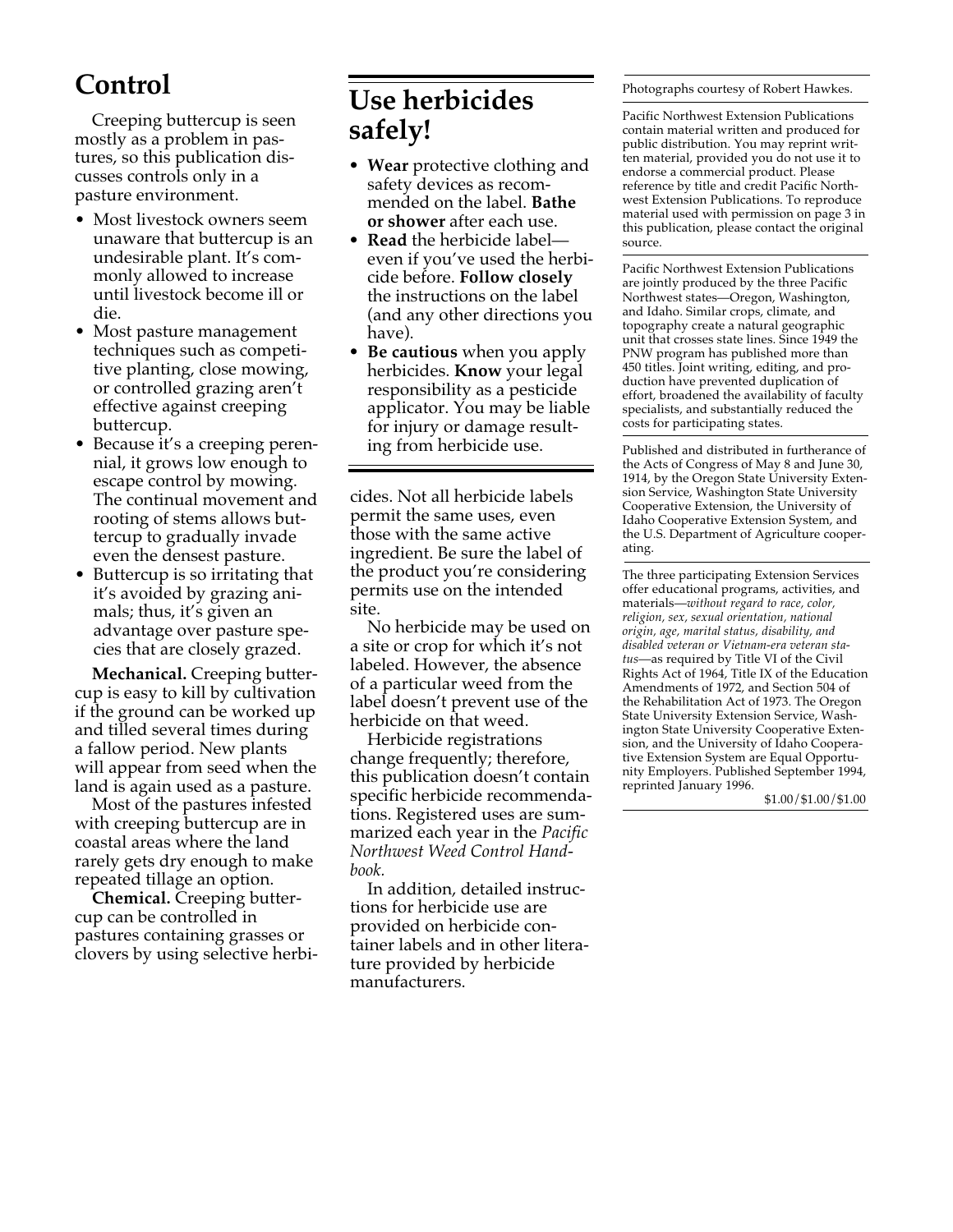## Control

Creeping buttercup is seen mostly as a problem in pastures, so this publication discusses controls only in a pasture environment.

- Most livestock owners seem unaware that buttercup is an undesirable plant. It's commonly allowed to increase until livestock become ill or die.
- Most pasture management techniques such as competitive planting, close mowing, or controlled grazing aren't effective against creeping buttercup.
- Because it's a creeping perennial, it grows low enough to escape control by mowing. The continual movement and rooting of stems allows buttercup to gradually invade even the densest pasture.
- Buttercup is so irritating that it's avoided by grazing animals; thus, it's given an advantage over pasture species that are closely grazed.

**Mechanical.** Creeping buttercup is easy to kill by cultivation if the ground can be worked up and tilled several times during a fallow period. New plants will appear from seed when the land is again used as a pasture.

Most of the pastures infested with creeping buttercup are in coastal areas where the land rarely gets dry enough to make repeated tillage an option.

**Chemical.** Creeping buttercup can be controlled in pastures containing grasses or clovers by using selective herbicides. Not all herbicide labels permit the same uses, even those with the same active ingredient. Be sure the label of the product you're considering permits use on the intended site.

No herbicide may be used on a site or crop for which it's not labeled. However, the absence of a particular weed from the label doesn't prevent use of the herbicide on that weed.

Herbicide registrations change frequently; therefore, this publication doesn't contain specific herbicide recommendations. Registered uses are summarized each year in the *Pacific Northwest Weed Control Handbook*.

In addition, detailed instructions for herbicide use are provided on herbicide container labels and in other literature provided by herbicide manufacturers.

## Use herbicides safely!

- **Wear** protective clothing and safety devices as recommended on the label. **Bathe or shower** after each use.
- **Read** the herbicide label—even if you've used the herbicide before. **Follow closely** the instructions on the label (and any other directions you have).
- **Be cautious** when you apply herbicides. **Know** your legal responsibility as a pesticide applicator. You may be liable for injury or damage resulting from herbicide use.

---

Photographs courtesy of Robert Hawkes.

Pacific Northwest Extension Publications contain material written and produced for public distribution. You may reprint written material, provided you do not use it to endorse a commercial product. Please reference by title and credit Pacific Northwest Extension Publications. To reproduce material used with permission on page 3 in this publication, please contact the original source.

Pacific Northwest Extension Publications are jointly produced by the three Pacific Northwest states—Oregon, Washington, and Idaho. Similar crops, climate, and topography create a natural geographic unit that crosses state lines. Since 1949 the PNW program has published more than 450 titles. Joint writing, editing, and production have prevented duplication of effort, broadened the availability of faculty specialists, and substantially reduced the costs for participating states.

Published and distributed in furtherance of the Acts of Congress of May 8 and June 30, 1914, by the Oregon State University Extension Service, Washington State University Cooperative Extension, the University of Idaho Cooperative Extension System, and the U.S. Department of Agriculture cooperating.

The three participating Extension Services offer educational programs, activities, and materials—*without regard to race, color, religion, sex, sexual orientation, national origin, age, marital status, disability, and disabled veteran or Vietnam-era veteran status*—as required by Title VI of the Civil Rights Act of 1964, Title IX of the Education Amendments of 1972, and Section 504 of the Rehabilitation Act of 1973. The Oregon State University Extension Service, Washington State University Cooperative Extension, and the University of Idaho Cooperative Extension System are Equal Opportunity Employers. Published September 1994, reprinted January 1996.

$1.00/$1.00/$1.00